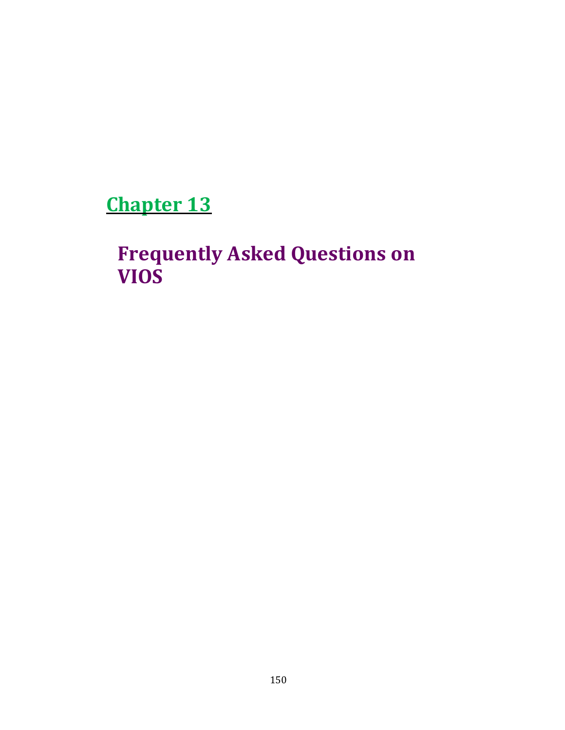# Chapter 13

## Frequently Asked Questions on VIOS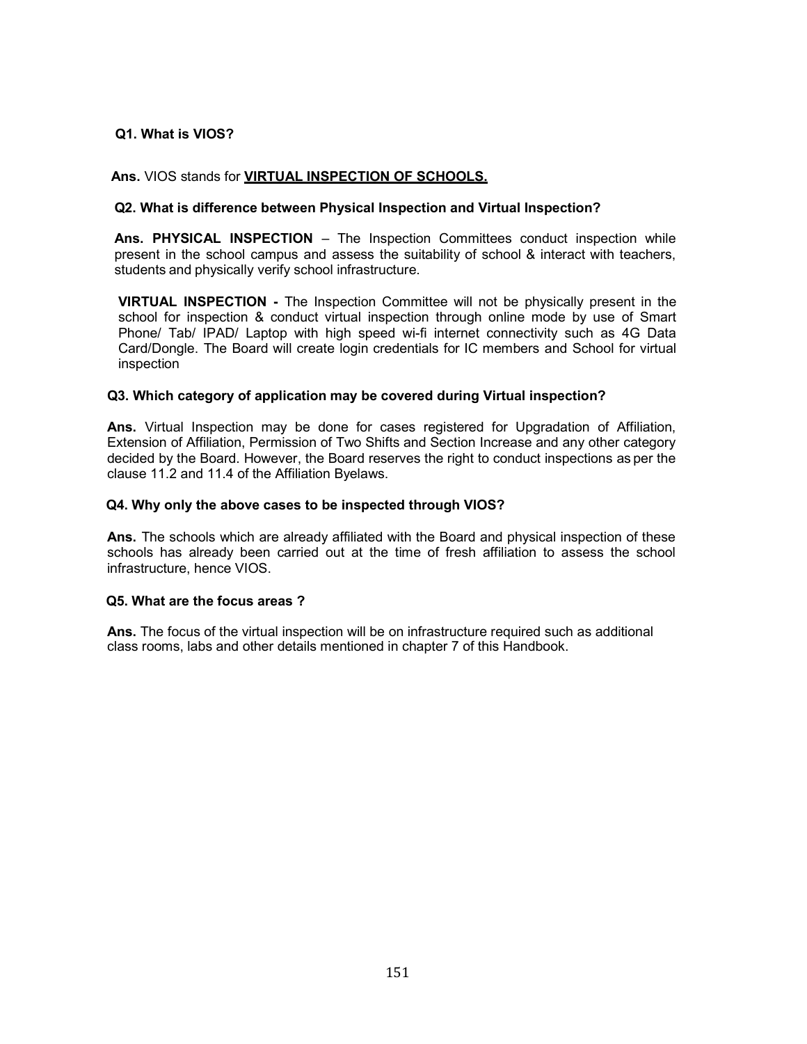**Q1. What is VIOS?**

**Ans.** VIOS stands for **VIRTUAL INSPECTION OF SCHOOLS.**

**Q2. What is difference between Physical Inspection and Virtual Inspection?**

**Ans. PHYSICAL INSPECTION** – The Inspection Committees conduct inspection while present in the school campus and assess the suitability of school & interact with teachers, students and physically verify school infrastructure.

**VIRTUAL INSPECTION -** The Inspection Committee will not be physically present in the school for inspection & conduct virtual inspection through online mode by use of Smart Phone/ Tab/ IPAD/ Laptop with high speed wi-fi internet connectivity such as 4G Data Card/Dongle. The Board will create login credentials for IC members and School for virtual inspection

**Q3. Which category of application may be covered during Virtual inspection?**

**Ans.** Virtual Inspection may be done for cases registered for Upgradation of Affiliation, Extension of Affiliation, Permission of Two Shifts and Section Increase and any other category decided by the Board. However, the Board reserves the right to conduct inspections as per the clause 11.2 and 11.4 of the Affiliation Byelaws.

**Q4. Why only the above cases to be inspected through VIOS?**

**Ans.** The schools which are already affiliated with the Board and physical inspection of these schools has already been carried out at the time of fresh affiliation to assess the school infrastructure, hence VIOS.

**Q5. What are the focus areas ?**

**Ans.** The focus of the virtual inspection will be on infrastructure required such as additional class rooms, labs and other details mentioned in chapter 7 of this Handbook.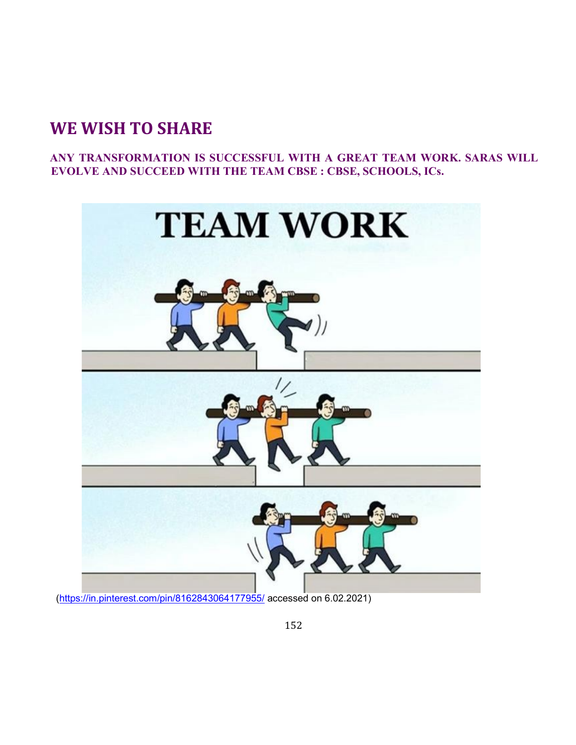## WE WISH TO SHARE

**ANY TRANSFORMATION IS SUCCESSFUL WITH A GREAT TEAM WORK. SARAS WILL EVOLVE AND SUCCEED WITH THE TEAM CBSE : CBSE, SCHOOLS, ICs.**

(https://in.pinterest.com/pin/8162843064177955/ accessed on 6.02.2021)